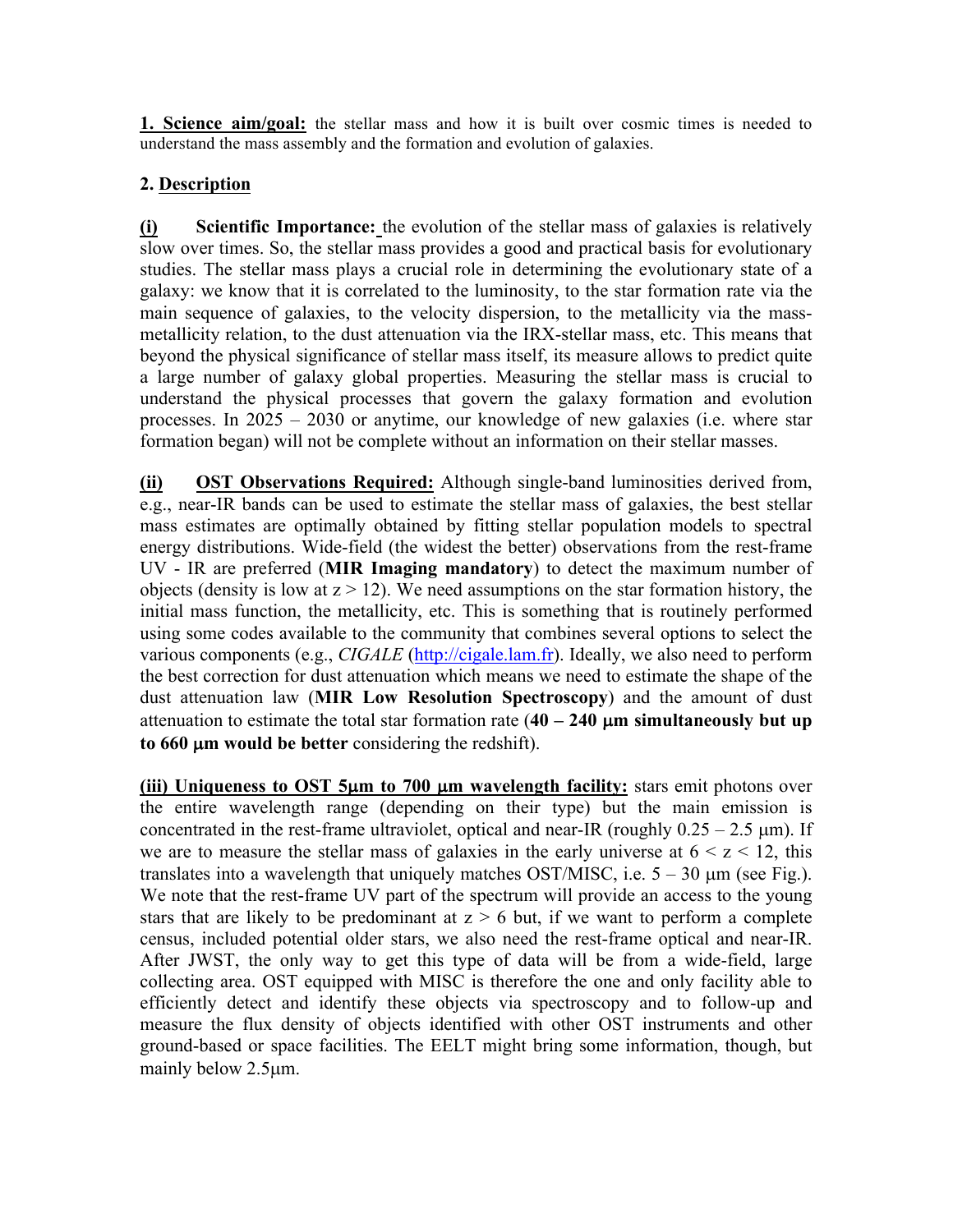**1. Science aim/goal:** the stellar mass and how it is built over cosmic times is needed to understand the mass assembly and the formation and evolution of galaxies.

**2. Description**

**(i) Scientific Importance:** the evolution of the stellar mass of galaxies is relatively slow over times. So, the stellar mass provides a good and practical basis for evolutionary studies. The stellar mass plays a crucial role in determining the evolutionary state of a galaxy: we know that it is correlated to the luminosity, to the star formation rate via the main sequence of galaxies, to the velocity dispersion, to the metallicity via the mass-metallicity relation, to the dust attenuation via the IRX-stellar mass, etc. This means that beyond the physical significance of stellar mass itself, its measure allows to predict quite a large number of galaxy global properties. Measuring the stellar mass is crucial to understand the physical processes that govern the galaxy formation and evolution processes. In 2025 – 2030 or anytime, our knowledge of new galaxies (i.e. where star formation began) will not be complete without an information on their stellar masses.

**(ii) OST Observations Required:** Although single-band luminosities derived from, e.g., near-IR bands can be used to estimate the stellar mass of galaxies, the best stellar mass estimates are optimally obtained by fitting stellar population models to spectral energy distributions. Wide-field (the widest the better) observations from the rest-frame UV - IR are preferred (**MIR Imaging mandatory**) to detect the maximum number of objects (density is low at $z > 12$). We need assumptions on the star formation history, the initial mass function, the metallicity, etc. This is something that is routinely performed using some codes available to the community that combines several options to select the various components (e.g., *CIGALE* (http://cigale.lam.fr). Ideally, we also need to perform the best correction for dust attenuation which means we need to estimate the shape of the dust attenuation law (**MIR Low Resolution Spectroscopy**) and the amount of dust attenuation to estimate the total star formation rate (**40 – 240 μm simultaneously but up to 660 μm would be better** considering the redshift).

**(iii) Uniqueness to OST 5μm to 700 μm wavelength facility:** stars emit photons over the entire wavelength range (depending on their type) but the main emission is concentrated in the rest-frame ultraviolet, optical and near-IR (roughly 0.25 – 2.5 μm). If we are to measure the stellar mass of galaxies in the early universe at $6 < z < 12$, this translates into a wavelength that uniquely matches OST/MISC, i.e. 5 – 30 μm (see Fig.). We note that the rest-frame UV part of the spectrum will provide an access to the young stars that are likely to be predominant at $z > 6$ but, if we want to perform a complete census, included potential older stars, we also need the rest-frame optical and near-IR. After JWST, the only way to get this type of data will be from a wide-field, large collecting area. OST equipped with MISC is therefore the one and only facility able to efficiently detect and identify these objects via spectroscopy and to follow-up and measure the flux density of objects identified with other OST instruments and other ground-based or space facilities. The EELT might bring some information, though, but mainly below 2.5μm.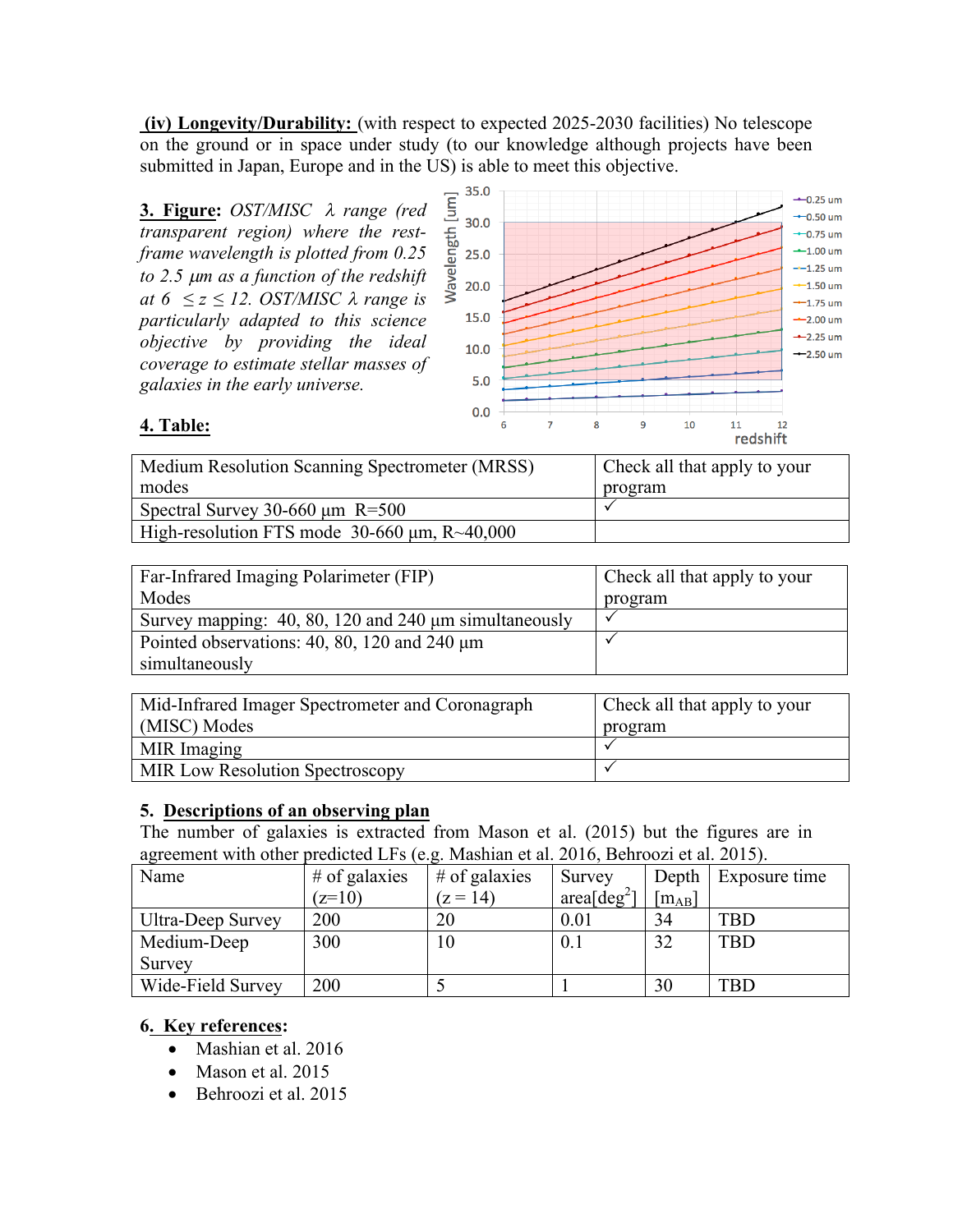**(iv) Longevity/Durability:** (with respect to expected 2025-2030 facilities) No telescope on the ground or in space under study (to our knowledge although projects have been submitted in Japan, Europe and in the US) is able to meet this objective.

**3. Figure**: *OST/MISC $\lambda$ range (red transparent region) where the rest-frame wavelength is plotted from 0.25 to 2.5 $\mu m$ as a function of the redshift at $6 \leq z \leq 12$. OST/MISC $\lambda$ range is particularly adapted to this science objective by providing the ideal coverage to estimate stellar masses of galaxies in the early universe.*

Wavelength [um]
35.0
30.0
25.0
20.0
15.0
10.0
5.0
0.0
6
7
8
9
10
11
12
redshift
0.25 um
0.50 um
0.75 um
1.00 um
1.25 um
1.50 um
1.75 um
2.00 um
2.25 um
2.50 um

**4. Table:**

| Medium Resolution Scanning Spectrometer (MRSS) modes | Check all that apply to your program |
|---|---|
| Spectral Survey 30-660 μm R=500 | ✓ |
| High-resolution FTS mode 30-660 μm, R~40,000 | |

| Far-Infrared Imaging Polarimeter (FIP) Modes | Check all that apply to your program |
|---|---|
| Survey mapping: 40, 80, 120 and 240 μm simultaneously | ✓ |
| Pointed observations: 40, 80, 120 and 240 μm simultaneously | ✓ |

| Mid-Infrared Imager Spectrometer and Coronagraph (MISC) Modes | Check all that apply to your program |
|---|---|
| MIR Imaging | ✓ |
| MIR Low Resolution Spectroscopy | ✓ |

**5. Descriptions of an observing plan**

The number of galaxies is extracted from Mason et al. (2015) but the figures are in agreement with other predicted LFs (e.g. Mashian et al. 2016, Behroozi et al. 2015).

| Name | # of galaxies (z=10) | # of galaxies (z = 14) | Survey area[deg$^2$] | Depth [$m_{AB}$] | Exposure time |
|---|---|---|---|---|---|
| Ultra-Deep Survey | 200 | 20 | 0.01 | 34 | TBD |
| Medium-Deep Survey | 300 | 10 | 0.1 | 32 | TBD |
| Wide-Field Survey | 200 | 5 | 1 | 30 | TBD |

**6. Key references:**

- Mashian et al. 2016
- Mason et al. 2015
- Behroozi et al. 2015